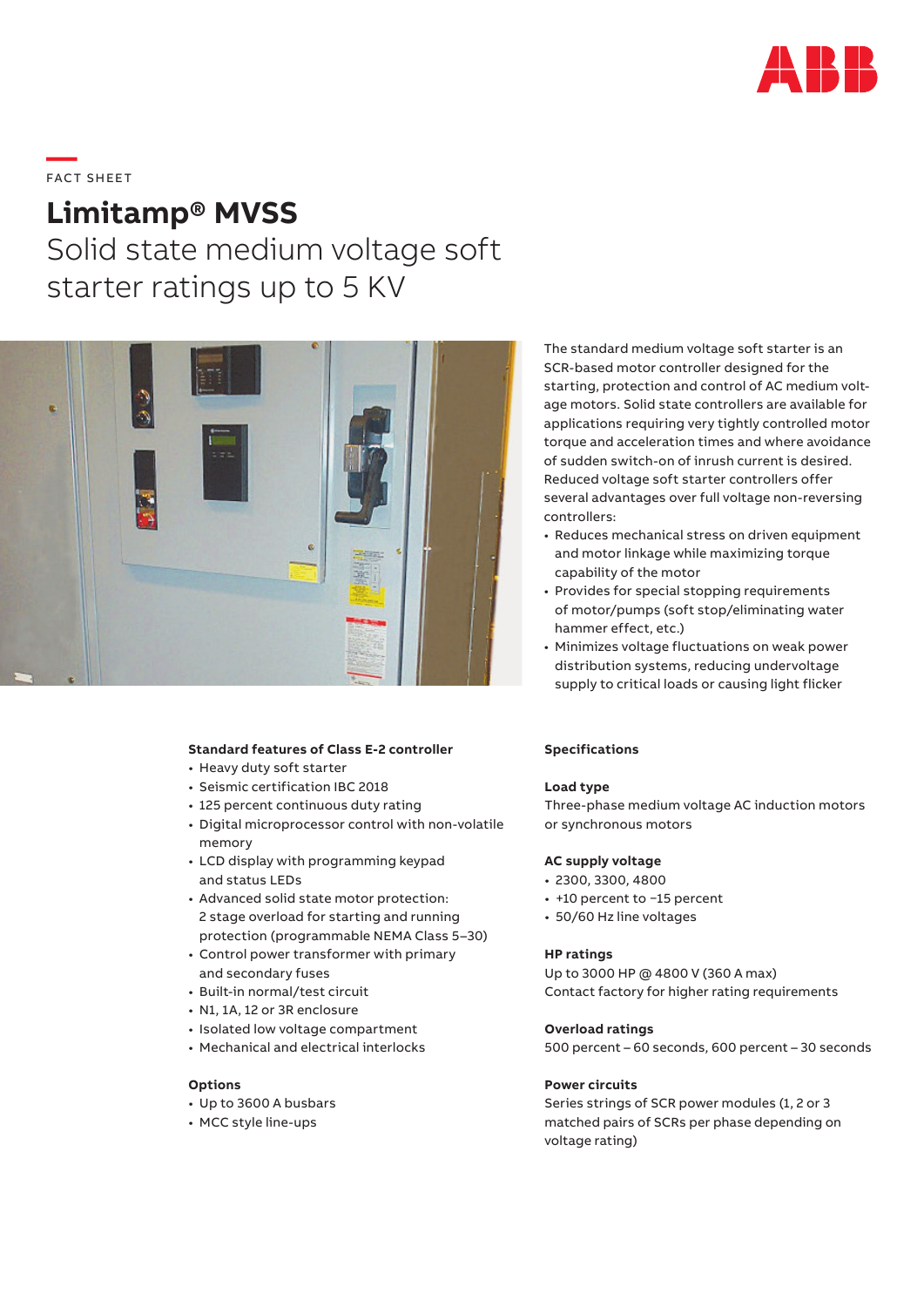FACT SHEET

# Limitamp® MVSS

## Solid state medium voltage soft starter ratings up to 5 KV

The standard medium voltage soft starter is an SCR-based motor controller designed for the starting, protection and control of AC medium voltage motors. Solid state controllers are available for applications requiring very tightly controlled motor torque and acceleration times and where avoidance of sudden switch-on of inrush current is desired. Reduced voltage soft starter controllers offer several advantages over full voltage non-reversing controllers:

- Reduces mechanical stress on driven equipment and motor linkage while maximizing torque capability of the motor
- Provides for special stopping requirements of motor/pumps (soft stop/eliminating water hammer effect, etc.)
- Minimizes voltage fluctuations on weak power distribution systems, reducing undervoltage supply to critical loads or causing light flicker

### Standard features of Class E-2 controller

- Heavy duty soft starter
- Seismic certification IBC 2018
- 125 percent continuous duty rating
- Digital microprocessor control with non-volatile memory
- LCD display with programming keypad and status LEDs
- Advanced solid state motor protection: 2 stage overload for starting and running protection (programmable NEMA Class 5–30)
- Control power transformer with primary and secondary fuses
- Built-in normal/test circuit
- N1, 1A, 12 or 3R enclosure
- Isolated low voltage compartment
- Mechanical and electrical interlocks

### Options

- Up to 3600 A busbars
- MCC style line-ups

### Specifications

**Load type**

Three-phase medium voltage AC induction motors or synchronous motors

**AC supply voltage**

- 2300, 3300, 4800
- +10 percent to −15 percent
- 50/60 Hz line voltages

**HP ratings**

Up to 3000 HP @ 4800 V (360 A max)
Contact factory for higher rating requirements

**Overload ratings**

500 percent – 60 seconds, 600 percent – 30 seconds

**Power circuits**

Series strings of SCR power modules (1, 2 or 3 matched pairs of SCRs per phase depending on voltage rating)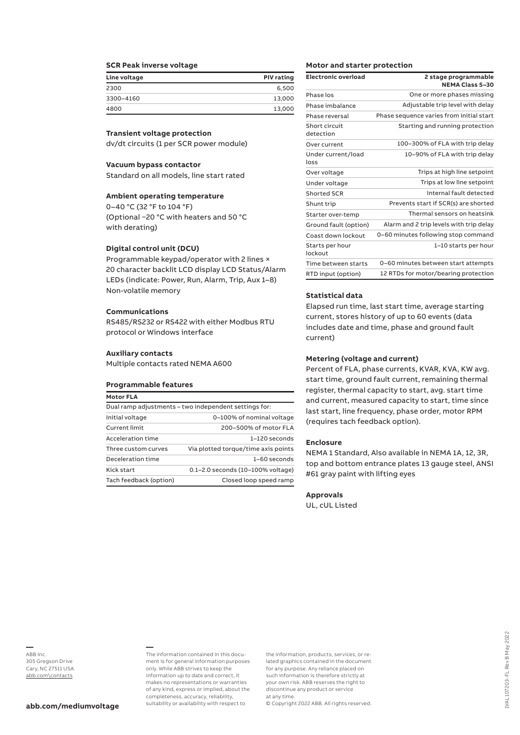### SCR Peak inverse voltage

| Line voltage | PIV rating |
|---|---|
| 2300 | 6,500 |
| 3300–4160 | 13,000 |
| 4800 | 13,000 |

### Transient voltage protection

dv/dt circuits (1 per SCR power module)

### Vacuum bypass contactor

Standard on all models, line start rated

### Ambient operating temperature

0–40 °C (32 °F to 104 °F)
(Optional −20 °C with heaters and 50 °C with derating)

### Digital control unit (DCU)

Programmable keypad/operator with 2 lines × 20 character backlit LCD display LCD Status/Alarm LEDs (indicate: Power, Run, Alarm, Trip, Aux 1–8)
Non-volatile memory

### Communications

RS485/RS232 or RS422 with either Modbus RTU protocol or Windows interface

### Auxiliary contacts

Multiple contacts rated NEMA A600

### Programmable features

| Motor FLA | |
|---|---|
| Dual ramp adjustments – two independent settings for: | |
| Initial voltage | 0–100% of nominal voltage |
| Current limit | 200–500% of motor FLA |
| Acceleration time | 1–120 seconds |
| Three custom curves | Via plotted torque/time axis points |
| Deceleration time | 1–60 seconds |
| Kick start | 0.1–2.0 seconds (10–100% voltage) |
| Tach feedback (option) | Closed loop speed ramp |

### Motor and starter protection

| Electronic overload | 2 stage programmable NEMA Class 5–30 |
|---|---|
| Phase los | One or more phases missing |
| Phase imbalance | Adjustable trip level with delay |
| Phase reversal | Phase sequence varies from initial start |
| Short circuit detection | Starting and running protection |
| Over current | 100–300% of FLA with trip delay |
| Under current/load loss | 10–90% of FLA with trip delay |
| Over voltage | Trips at high line setpoint |
| Under voltage | Trips at low line setpoint |
| Shorted SCR | Internal fault detected |
| Shunt trip | Prevents start if SCR(s) are shorted |
| Starter over-temp | Thermal sensors on heatsink |
| Ground fault (option) | Alarm and 2 trip levels with trip delay |
| Coast down lockout | 0–60 minutes following stop command |
| Starts per hour lockout | 1–10 starts per hour |
| Time between starts | 0–60 minutes between start attempts |
| RTD input (option) | 12 RTDs for motor/bearing protection |

### Statistical data

Elapsed run time, last start time, average starting current, stores history of up to 60 events (data includes date and time, phase and ground fault current)

### Metering (voltage and current)

Percent of FLA, phase currents, KVAR, KVA, KW avg. start time, ground fault current, remaining thermal register, thermal capacity to start, avg. start time and current, measured capacity to start, time since last start, line frequency, phase order, motor RPM (requires tach feedback option).

### Enclosure

NEMA 1 Standard, Also available in NEMA 1A, 12, 3R, top and bottom entrance plates 13 gauge steel, ANSI #61 gray paint with lifting eyes

### Approvals

UL, cUL Listed

ABB Inc.
305 Gregson Drive
Cary, NC 27511 USA
abb.com\contacts

**abb.com/mediumvoltage**

The information contained in this document is for general information purposes only. While ABB strives to keep the information up to date and correct, it makes no representations or warranties of any kind, express or implied, about the completeness, accuracy, reliability, suitability or availability with respect to the information, products, services, or related graphics contained in the document for any purpose. Any reliance placed on such information is therefore strictly at your own risk. ABB reserves the right to discontinue any product or service at any time.

© Copyright 2022 ABB. All rights reserved.

1VAL107203-FL Rev B May 2022